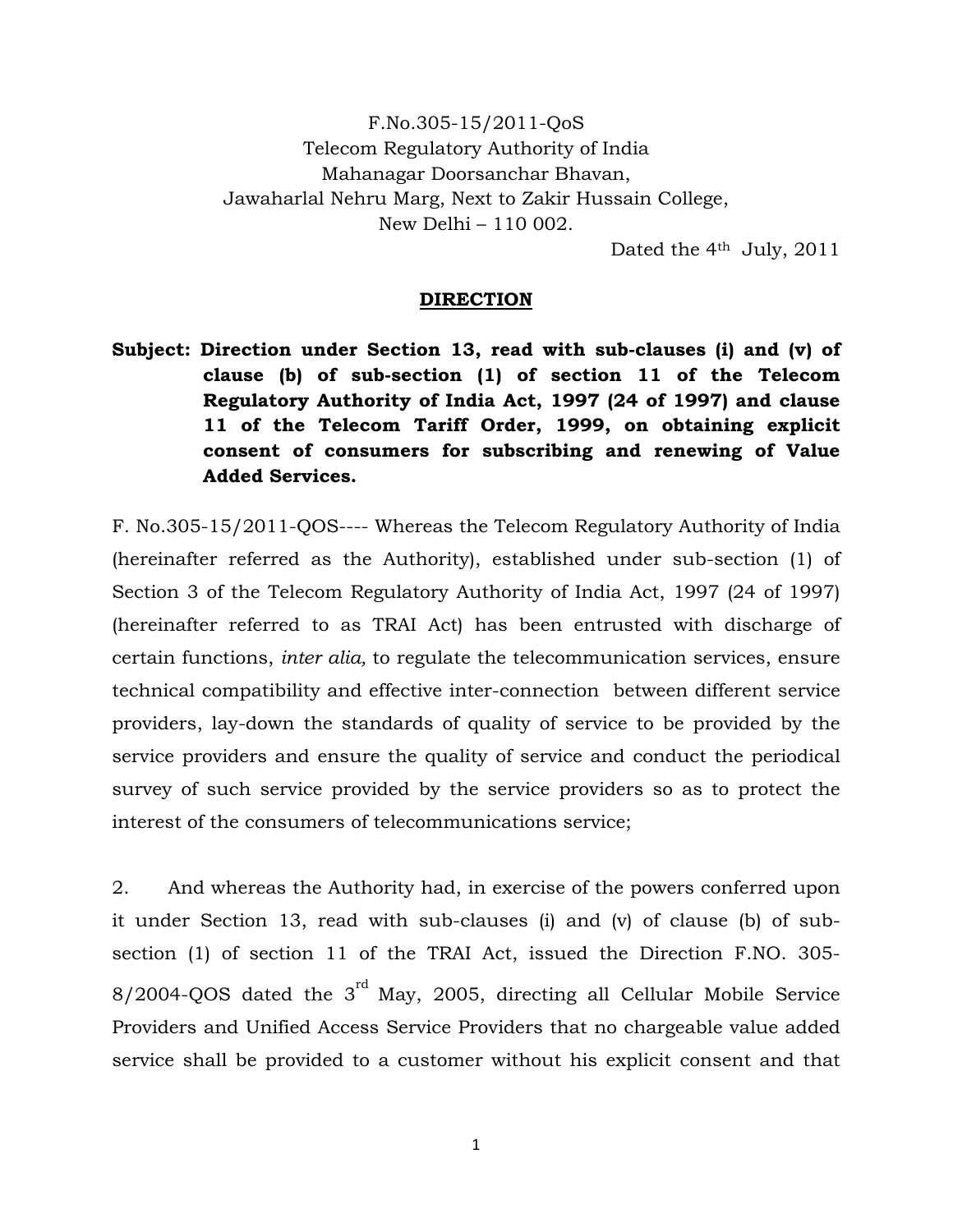F.No.305-15/2011-QoS
Telecom Regulatory Authority of India
Mahanagar Doorsanchar Bhavan,
Jawaharlal Nehru Marg, Next to Zakir Hussain College,
New Delhi – 110 002.

Dated the 4th July, 2011

## DIRECTION

**Subject: Direction under Section 13, read with sub-clauses (i) and (v) of clause (b) of sub-section (1) of section 11 of the Telecom Regulatory Authority of India Act, 1997 (24 of 1997) and clause 11 of the Telecom Tariff Order, 1999, on obtaining explicit consent of consumers for subscribing and renewing of Value Added Services.**

F. No.305-15/2011-QOS---- Whereas the Telecom Regulatory Authority of India (hereinafter referred as the Authority), established under sub-section (1) of Section 3 of the Telecom Regulatory Authority of India Act, 1997 (24 of 1997) (hereinafter referred to as TRAI Act) has been entrusted with discharge of certain functions, *inter alia,* to regulate the telecommunication services, ensure technical compatibility and effective inter-connection between different service providers, lay-down the standards of quality of service to be provided by the service providers and ensure the quality of service and conduct the periodical survey of such service provided by the service providers so as to protect the interest of the consumers of telecommunications service;

2. And whereas the Authority had, in exercise of the powers conferred upon it under Section 13, read with sub-clauses (i) and (v) of clause (b) of sub-section (1) of section 11 of the TRAI Act, issued the Direction F.NO. 305-8/2004-QOS dated the 3rd May, 2005, directing all Cellular Mobile Service Providers and Unified Access Service Providers that no chargeable value added service shall be provided to a customer without his explicit consent and that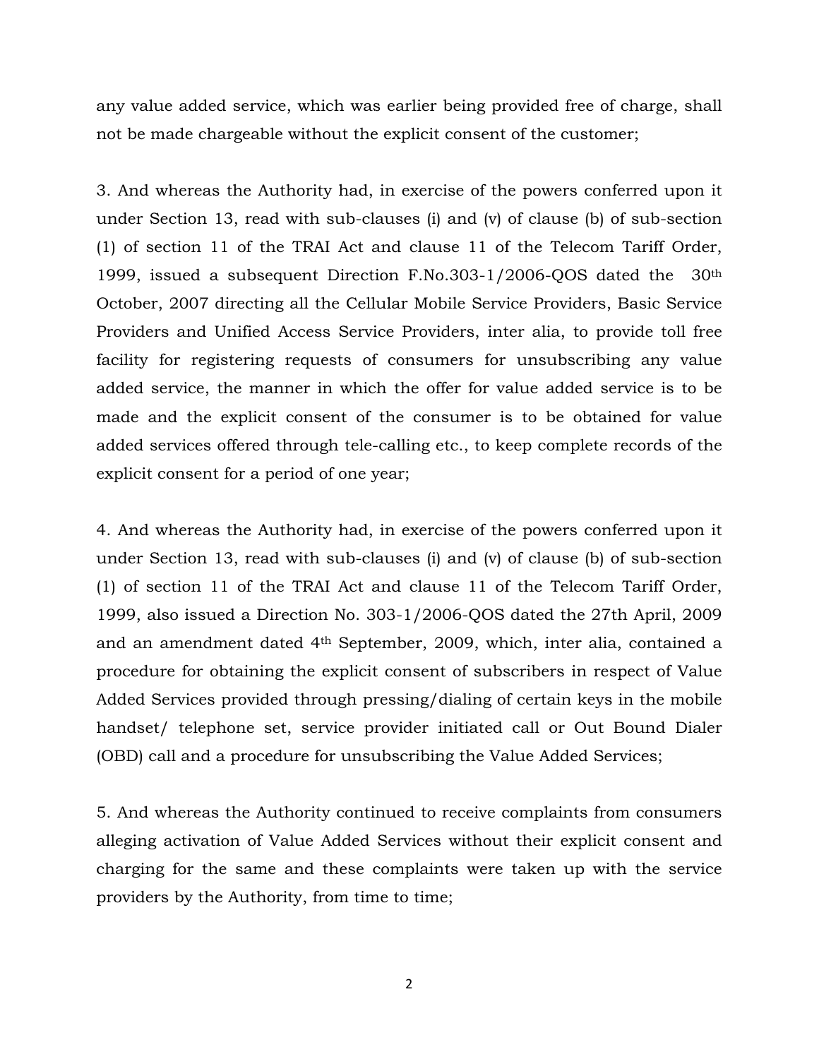any value added service, which was earlier being provided free of charge, shall not be made chargeable without the explicit consent of the customer;

3. And whereas the Authority had, in exercise of the powers conferred upon it under Section 13, read with sub-clauses (i) and (v) of clause (b) of sub-section (1) of section 11 of the TRAI Act and clause 11 of the Telecom Tariff Order, 1999, issued a subsequent Direction F.No.303-1/2006-QOS dated the 30th October, 2007 directing all the Cellular Mobile Service Providers, Basic Service Providers and Unified Access Service Providers, inter alia, to provide toll free facility for registering requests of consumers for unsubscribing any value added service, the manner in which the offer for value added service is to be made and the explicit consent of the consumer is to be obtained for value added services offered through tele-calling etc., to keep complete records of the explicit consent for a period of one year;

4. And whereas the Authority had, in exercise of the powers conferred upon it under Section 13, read with sub-clauses (i) and (v) of clause (b) of sub-section (1) of section 11 of the TRAI Act and clause 11 of the Telecom Tariff Order, 1999, also issued a Direction No. 303-1/2006-QOS dated the 27th April, 2009 and an amendment dated 4th September, 2009, which, inter alia, contained a procedure for obtaining the explicit consent of subscribers in respect of Value Added Services provided through pressing/dialing of certain keys in the mobile handset/ telephone set, service provider initiated call or Out Bound Dialer (OBD) call and a procedure for unsubscribing the Value Added Services;

5. And whereas the Authority continued to receive complaints from consumers alleging activation of Value Added Services without their explicit consent and charging for the same and these complaints were taken up with the service providers by the Authority, from time to time;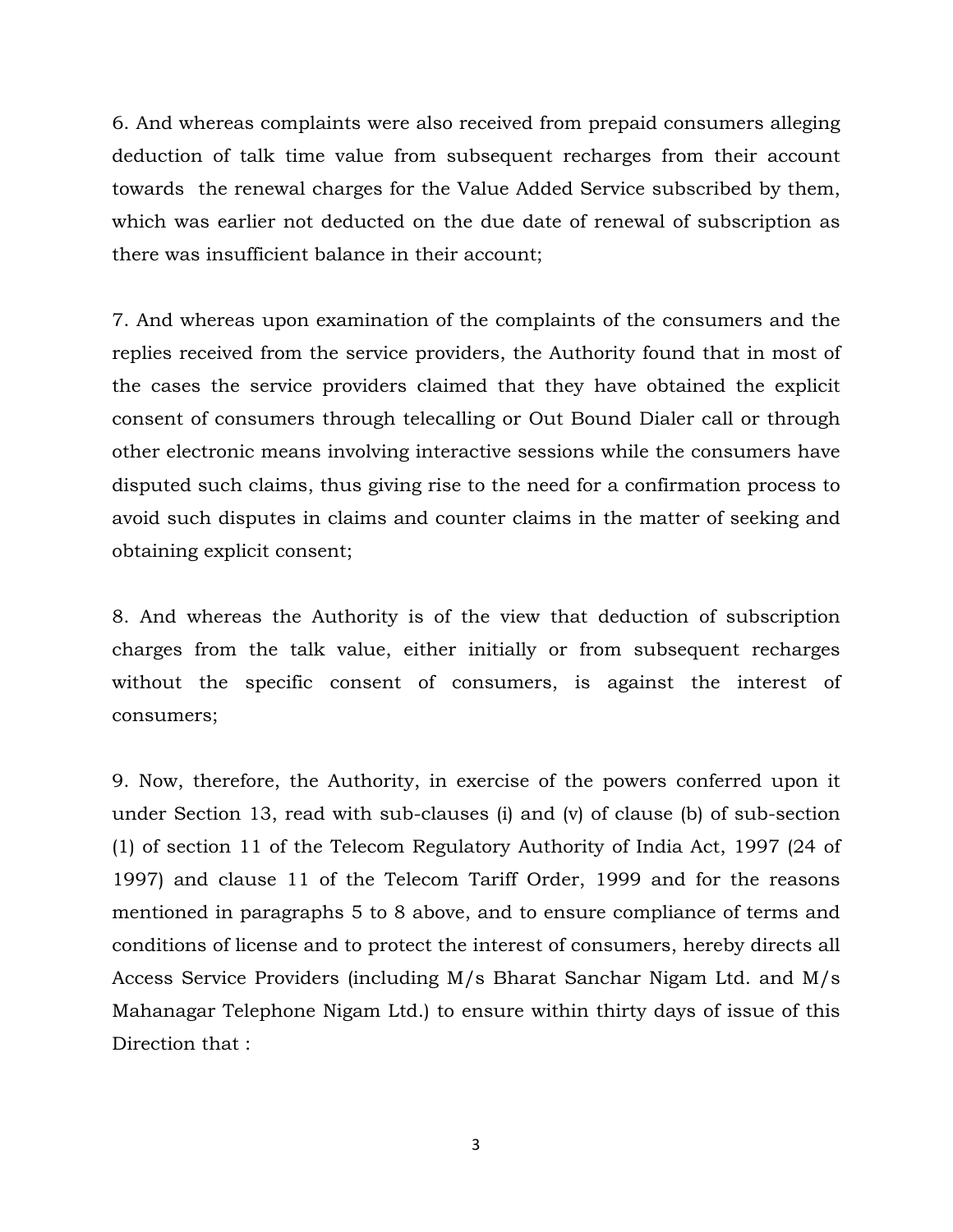6. And whereas complaints were also received from prepaid consumers alleging deduction of talk time value from subsequent recharges from their account towards the renewal charges for the Value Added Service subscribed by them, which was earlier not deducted on the due date of renewal of subscription as there was insufficient balance in their account;

7. And whereas upon examination of the complaints of the consumers and the replies received from the service providers, the Authority found that in most of the cases the service providers claimed that they have obtained the explicit consent of consumers through telecalling or Out Bound Dialer call or through other electronic means involving interactive sessions while the consumers have disputed such claims, thus giving rise to the need for a confirmation process to avoid such disputes in claims and counter claims in the matter of seeking and obtaining explicit consent;

8. And whereas the Authority is of the view that deduction of subscription charges from the talk value, either initially or from subsequent recharges without the specific consent of consumers, is against the interest of consumers;

9. Now, therefore, the Authority, in exercise of the powers conferred upon it under Section 13, read with sub-clauses (i) and (v) of clause (b) of sub-section (1) of section 11 of the Telecom Regulatory Authority of India Act, 1997 (24 of 1997) and clause 11 of the Telecom Tariff Order, 1999 and for the reasons mentioned in paragraphs 5 to 8 above, and to ensure compliance of terms and conditions of license and to protect the interest of consumers, hereby directs all Access Service Providers (including M/s Bharat Sanchar Nigam Ltd. and M/s Mahanagar Telephone Nigam Ltd.) to ensure within thirty days of issue of this Direction that :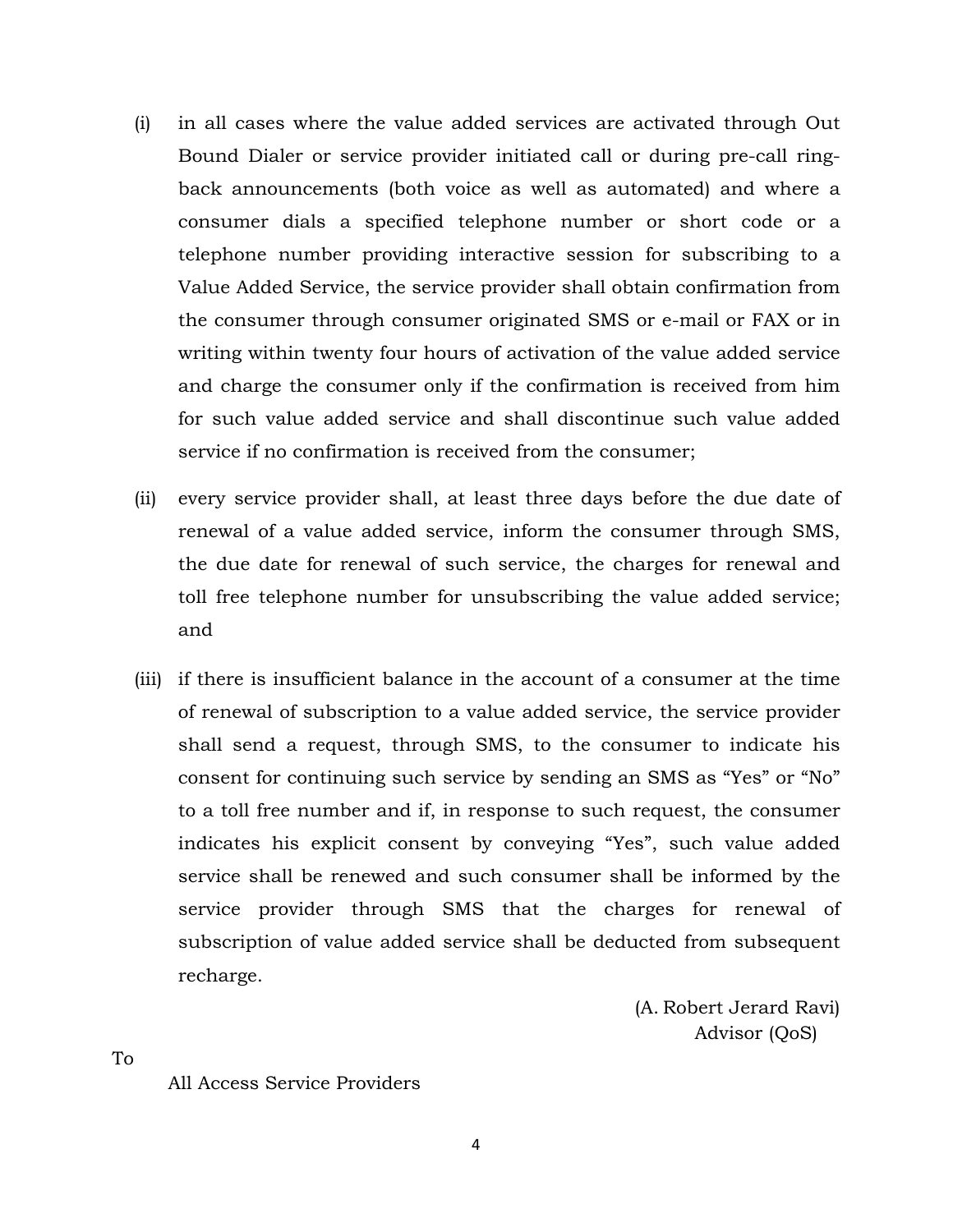(i) in all cases where the value added services are activated through Out Bound Dialer or service provider initiated call or during pre-call ring-back announcements (both voice as well as automated) and where a consumer dials a specified telephone number or short code or a telephone number providing interactive session for subscribing to a Value Added Service, the service provider shall obtain confirmation from the consumer through consumer originated SMS or e-mail or FAX or in writing within twenty four hours of activation of the value added service and charge the consumer only if the confirmation is received from him for such value added service and shall discontinue such value added service if no confirmation is received from the consumer;

(ii) every service provider shall, at least three days before the due date of renewal of a value added service, inform the consumer through SMS, the due date for renewal of such service, the charges for renewal and toll free telephone number for unsubscribing the value added service; and

(iii) if there is insufficient balance in the account of a consumer at the time of renewal of subscription to a value added service, the service provider shall send a request, through SMS, to the consumer to indicate his consent for continuing such service by sending an SMS as "Yes" or "No" to a toll free number and if, in response to such request, the consumer indicates his explicit consent by conveying "Yes", such value added service shall be renewed and such consumer shall be informed by the service provider through SMS that the charges for renewal of subscription of value added service shall be deducted from subsequent recharge.

(A. Robert Jerard Ravi)
Advisor (QoS)

To

All Access Service Providers